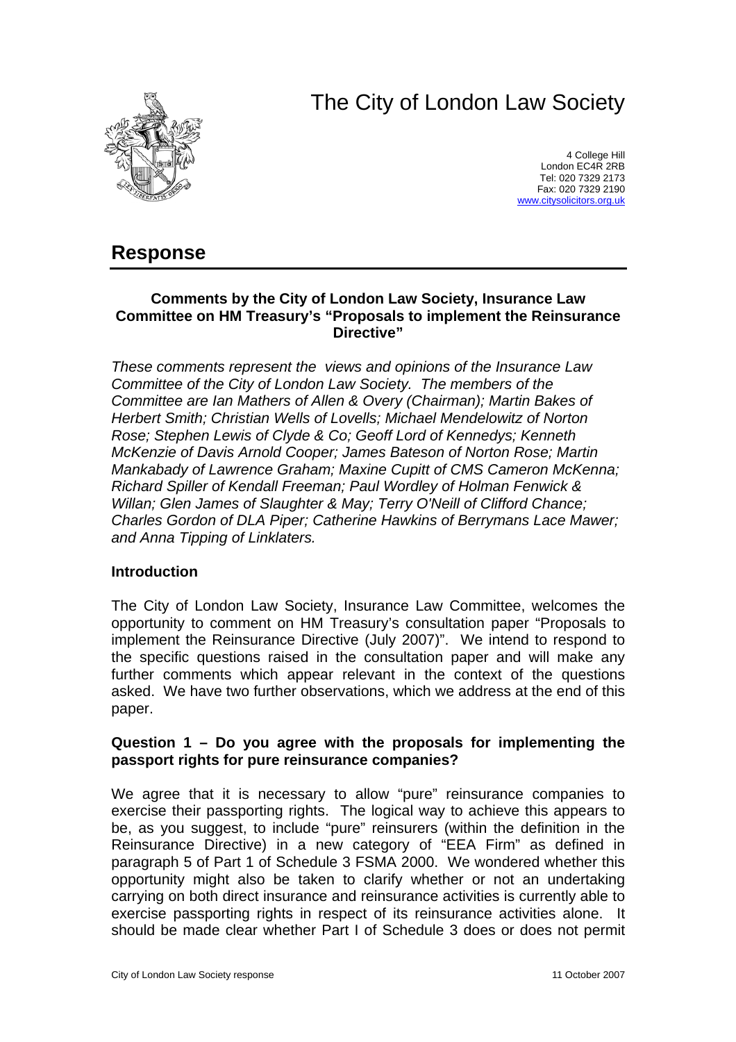# The City of London Law Society

4 College Hill
London EC4R 2RB
Tel: 020 7329 2173
Fax: 020 7329 2190
www.citysolicitors.org.uk

## Response

### Comments by the City of London Law Society, Insurance Law Committee on HM Treasury's "Proposals to implement the Reinsurance Directive"

*These comments represent the views and opinions of the Insurance Law Committee of the City of London Law Society. The members of the Committee are Ian Mathers of Allen & Overy (Chairman); Martin Bakes of Herbert Smith; Christian Wells of Lovells; Michael Mendelowitz of Norton Rose; Stephen Lewis of Clyde & Co; Geoff Lord of Kennedys; Kenneth McKenzie of Davis Arnold Cooper; James Bateson of Norton Rose; Martin Mankabady of Lawrence Graham; Maxine Cupitt of CMS Cameron McKenna; Richard Spiller of Kendall Freeman; Paul Wordley of Holman Fenwick & Willan; Glen James of Slaughter & May; Terry O'Neill of Clifford Chance; Charles Gordon of DLA Piper; Catherine Hawkins of Berrymans Lace Mawer; and Anna Tipping of Linklaters.*

### Introduction

The City of London Law Society, Insurance Law Committee, welcomes the opportunity to comment on HM Treasury's consultation paper "Proposals to implement the Reinsurance Directive (July 2007)". We intend to respond to the specific questions raised in the consultation paper and will make any further comments which appear relevant in the context of the questions asked. We have two further observations, which we address at the end of this paper.

### Question 1 – Do you agree with the proposals for implementing the passport rights for pure reinsurance companies?

We agree that it is necessary to allow "pure" reinsurance companies to exercise their passporting rights. The logical way to achieve this appears to be, as you suggest, to include "pure" reinsurers (within the definition in the Reinsurance Directive) in a new category of "EEA Firm" as defined in paragraph 5 of Part 1 of Schedule 3 FSMA 2000. We wondered whether this opportunity might also be taken to clarify whether or not an undertaking carrying on both direct insurance and reinsurance activities is currently able to exercise passporting rights in respect of its reinsurance activities alone. It should be made clear whether Part I of Schedule 3 does or does not permit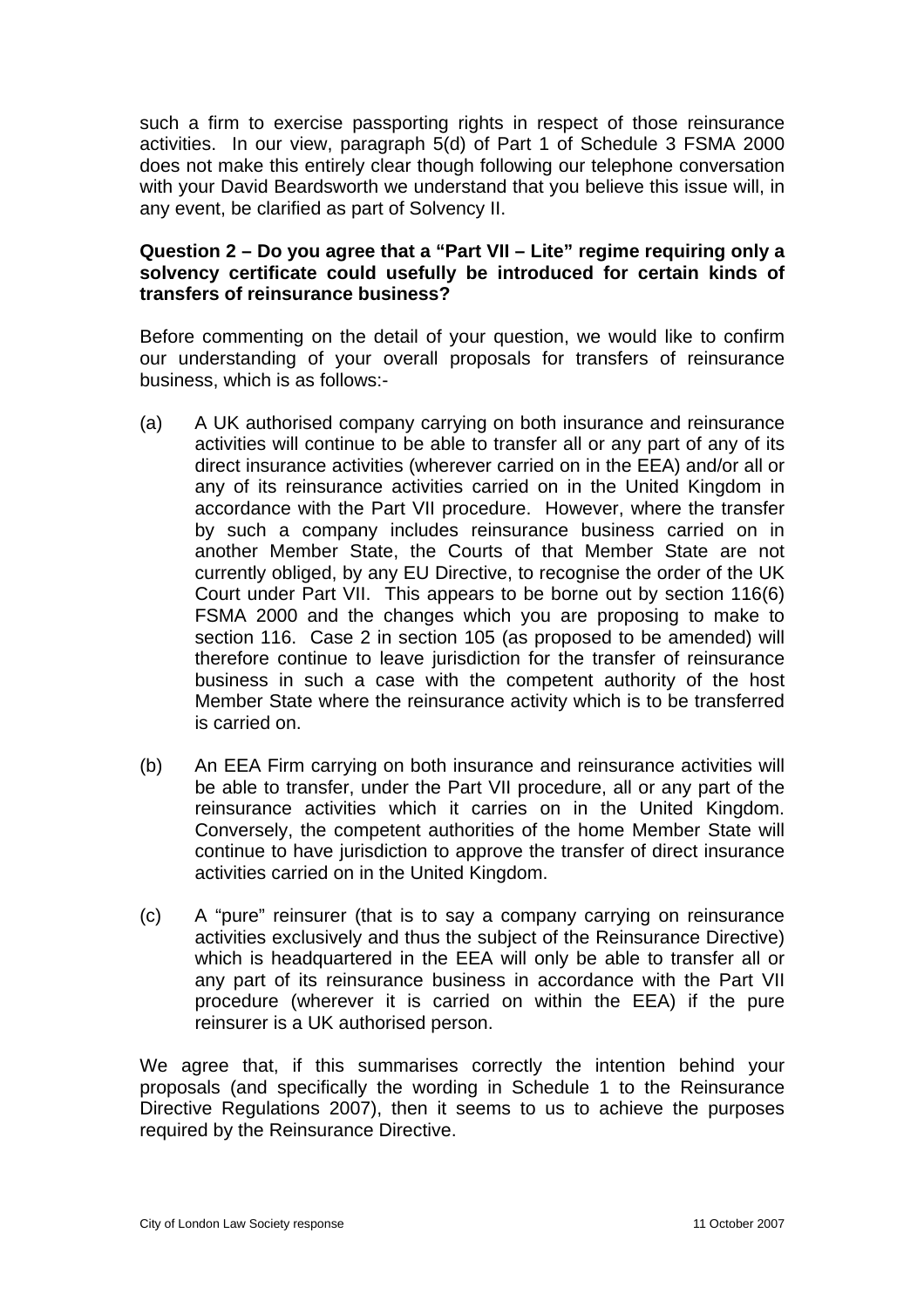such a firm to exercise passporting rights in respect of those reinsurance activities. In our view, paragraph 5(d) of Part 1 of Schedule 3 FSMA 2000 does not make this entirely clear though following our telephone conversation with your David Beardsworth we understand that you believe this issue will, in any event, be clarified as part of Solvency II.

**Question 2 – Do you agree that a "Part VII – Lite" regime requiring only a solvency certificate could usefully be introduced for certain kinds of transfers of reinsurance business?**

Before commenting on the detail of your question, we would like to confirm our understanding of your overall proposals for transfers of reinsurance business, which is as follows:-

(a) A UK authorised company carrying on both insurance and reinsurance activities will continue to be able to transfer all or any part of any of its direct insurance activities (wherever carried on in the EEA) and/or all or any of its reinsurance activities carried on in the United Kingdom in accordance with the Part VII procedure. However, where the transfer by such a company includes reinsurance business carried on in another Member State, the Courts of that Member State are not currently obliged, by any EU Directive, to recognise the order of the UK Court under Part VII. This appears to be borne out by section 116(6) FSMA 2000 and the changes which you are proposing to make to section 116. Case 2 in section 105 (as proposed to be amended) will therefore continue to leave jurisdiction for the transfer of reinsurance business in such a case with the competent authority of the host Member State where the reinsurance activity which is to be transferred is carried on.

(b) An EEA Firm carrying on both insurance and reinsurance activities will be able to transfer, under the Part VII procedure, all or any part of the reinsurance activities which it carries on in the United Kingdom. Conversely, the competent authorities of the home Member State will continue to have jurisdiction to approve the transfer of direct insurance activities carried on in the United Kingdom.

(c) A "pure" reinsurer (that is to say a company carrying on reinsurance activities exclusively and thus the subject of the Reinsurance Directive) which is headquartered in the EEA will only be able to transfer all or any part of its reinsurance business in accordance with the Part VII procedure (wherever it is carried on within the EEA) if the pure reinsurer is a UK authorised person.

We agree that, if this summarises correctly the intention behind your proposals (and specifically the wording in Schedule 1 to the Reinsurance Directive Regulations 2007), then it seems to us to achieve the purposes required by the Reinsurance Directive.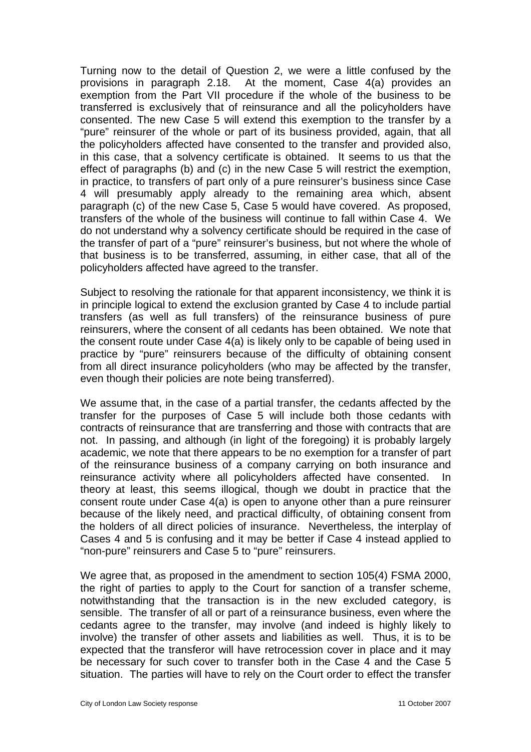Turning now to the detail of Question 2, we were a little confused by the provisions in paragraph 2.18. At the moment, Case 4(a) provides an exemption from the Part VII procedure if the whole of the business to be transferred is exclusively that of reinsurance and all the policyholders have consented. The new Case 5 will extend this exemption to the transfer by a "pure" reinsurer of the whole or part of its business provided, again, that all the policyholders affected have consented to the transfer and provided also, in this case, that a solvency certificate is obtained. It seems to us that the effect of paragraphs (b) and (c) in the new Case 5 will restrict the exemption, in practice, to transfers of part only of a pure reinsurer's business since Case 4 will presumably apply already to the remaining area which, absent paragraph (c) of the new Case 5, Case 5 would have covered. As proposed, transfers of the whole of the business will continue to fall within Case 4. We do not understand why a solvency certificate should be required in the case of the transfer of part of a "pure" reinsurer's business, but not where the whole of that business is to be transferred, assuming, in either case, that all of the policyholders affected have agreed to the transfer.

Subject to resolving the rationale for that apparent inconsistency, we think it is in principle logical to extend the exclusion granted by Case 4 to include partial transfers (as well as full transfers) of the reinsurance business of pure reinsurers, where the consent of all cedants has been obtained. We note that the consent route under Case 4(a) is likely only to be capable of being used in practice by "pure" reinsurers because of the difficulty of obtaining consent from all direct insurance policyholders (who may be affected by the transfer, even though their policies are note being transferred).

We assume that, in the case of a partial transfer, the cedants affected by the transfer for the purposes of Case 5 will include both those cedants with contracts of reinsurance that are transferring and those with contracts that are not. In passing, and although (in light of the foregoing) it is probably largely academic, we note that there appears to be no exemption for a transfer of part of the reinsurance business of a company carrying on both insurance and reinsurance activity where all policyholders affected have consented. In theory at least, this seems illogical, though we doubt in practice that the consent route under Case 4(a) is open to anyone other than a pure reinsurer because of the likely need, and practical difficulty, of obtaining consent from the holders of all direct policies of insurance. Nevertheless, the interplay of Cases 4 and 5 is confusing and it may be better if Case 4 instead applied to "non-pure" reinsurers and Case 5 to "pure" reinsurers.

We agree that, as proposed in the amendment to section 105(4) FSMA 2000, the right of parties to apply to the Court for sanction of a transfer scheme, notwithstanding that the transaction is in the new excluded category, is sensible. The transfer of all or part of a reinsurance business, even where the cedants agree to the transfer, may involve (and indeed is highly likely to involve) the transfer of other assets and liabilities as well. Thus, it is to be expected that the transferor will have retrocession cover in place and it may be necessary for such cover to transfer both in the Case 4 and the Case 5 situation. The parties will have to rely on the Court order to effect the transfer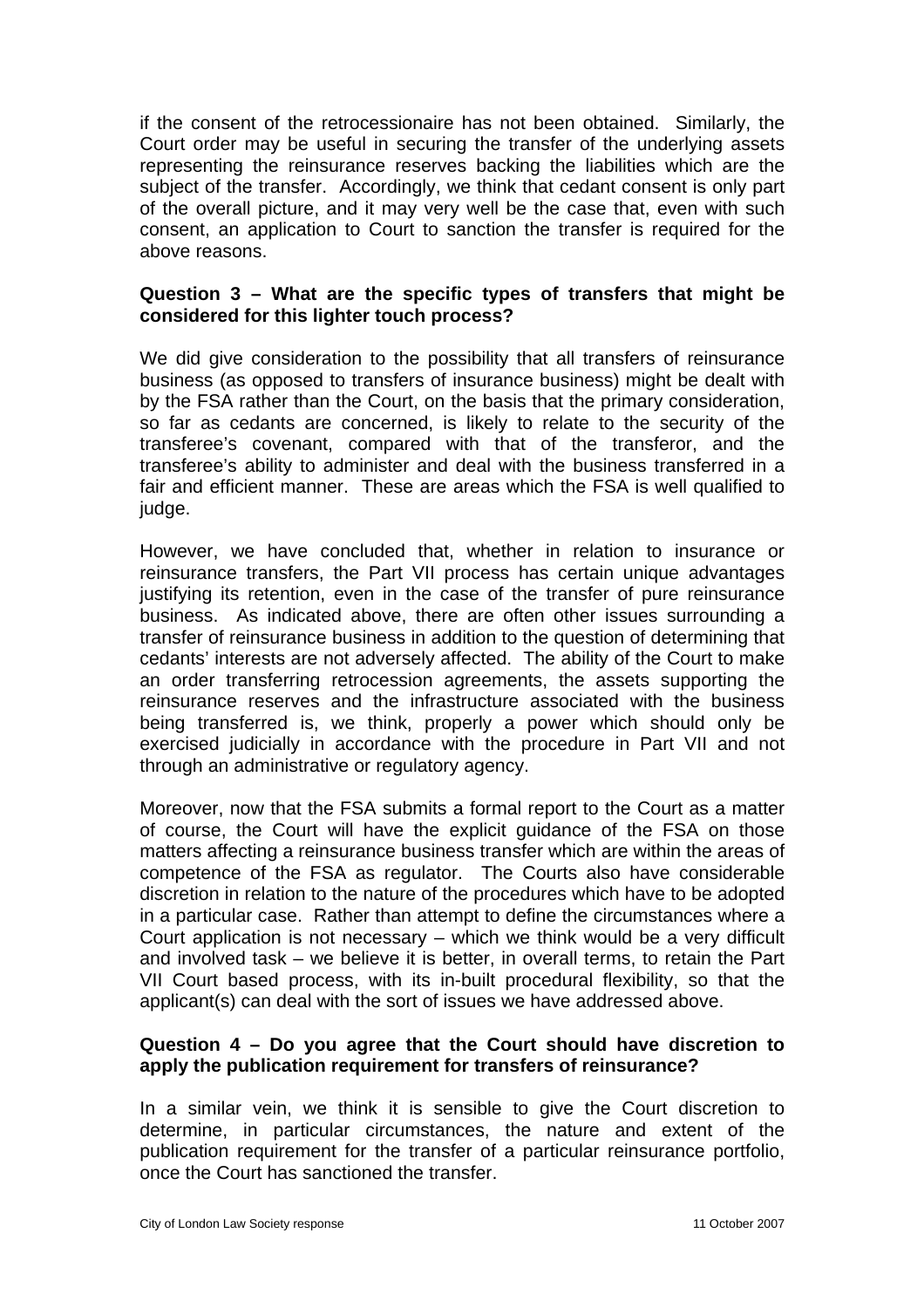if the consent of the retrocessionaire has not been obtained. Similarly, the Court order may be useful in securing the transfer of the underlying assets representing the reinsurance reserves backing the liabilities which are the subject of the transfer. Accordingly, we think that cedant consent is only part of the overall picture, and it may very well be the case that, even with such consent, an application to Court to sanction the transfer is required for the above reasons.

**Question 3 – What are the specific types of transfers that might be considered for this lighter touch process?**

We did give consideration to the possibility that all transfers of reinsurance business (as opposed to transfers of insurance business) might be dealt with by the FSA rather than the Court, on the basis that the primary consideration, so far as cedants are concerned, is likely to relate to the security of the transferee's covenant, compared with that of the transferor, and the transferee's ability to administer and deal with the business transferred in a fair and efficient manner. These are areas which the FSA is well qualified to judge.

However, we have concluded that, whether in relation to insurance or reinsurance transfers, the Part VII process has certain unique advantages justifying its retention, even in the case of the transfer of pure reinsurance business. As indicated above, there are often other issues surrounding a transfer of reinsurance business in addition to the question of determining that cedants' interests are not adversely affected. The ability of the Court to make an order transferring retrocession agreements, the assets supporting the reinsurance reserves and the infrastructure associated with the business being transferred is, we think, properly a power which should only be exercised judicially in accordance with the procedure in Part VII and not through an administrative or regulatory agency.

Moreover, now that the FSA submits a formal report to the Court as a matter of course, the Court will have the explicit guidance of the FSA on those matters affecting a reinsurance business transfer which are within the areas of competence of the FSA as regulator. The Courts also have considerable discretion in relation to the nature of the procedures which have to be adopted in a particular case. Rather than attempt to define the circumstances where a Court application is not necessary – which we think would be a very difficult and involved task – we believe it is better, in overall terms, to retain the Part VII Court based process, with its in-built procedural flexibility, so that the applicant(s) can deal with the sort of issues we have addressed above.

**Question 4 – Do you agree that the Court should have discretion to apply the publication requirement for transfers of reinsurance?**

In a similar vein, we think it is sensible to give the Court discretion to determine, in particular circumstances, the nature and extent of the publication requirement for the transfer of a particular reinsurance portfolio, once the Court has sanctioned the transfer.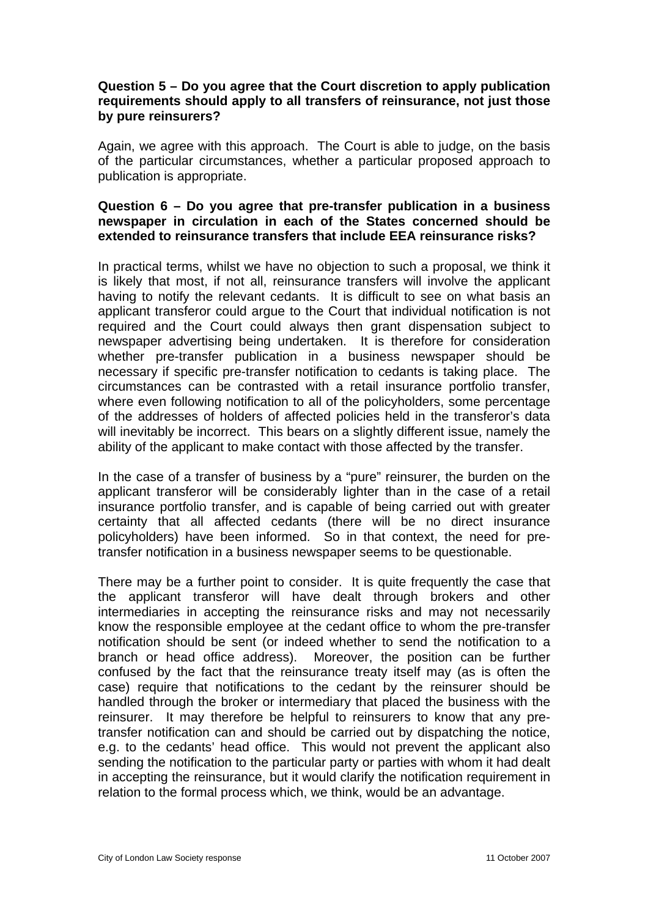**Question 5 – Do you agree that the Court discretion to apply publication requirements should apply to all transfers of reinsurance, not just those by pure reinsurers?**

Again, we agree with this approach. The Court is able to judge, on the basis of the particular circumstances, whether a particular proposed approach to publication is appropriate.

**Question 6 – Do you agree that pre-transfer publication in a business newspaper in circulation in each of the States concerned should be extended to reinsurance transfers that include EEA reinsurance risks?**

In practical terms, whilst we have no objection to such a proposal, we think it is likely that most, if not all, reinsurance transfers will involve the applicant having to notify the relevant cedants. It is difficult to see on what basis an applicant transferor could argue to the Court that individual notification is not required and the Court could always then grant dispensation subject to newspaper advertising being undertaken. It is therefore for consideration whether pre-transfer publication in a business newspaper should be necessary if specific pre-transfer notification to cedants is taking place. The circumstances can be contrasted with a retail insurance portfolio transfer, where even following notification to all of the policyholders, some percentage of the addresses of holders of affected policies held in the transferor's data will inevitably be incorrect. This bears on a slightly different issue, namely the ability of the applicant to make contact with those affected by the transfer.

In the case of a transfer of business by a "pure" reinsurer, the burden on the applicant transferor will be considerably lighter than in the case of a retail insurance portfolio transfer, and is capable of being carried out with greater certainty that all affected cedants (there will be no direct insurance policyholders) have been informed. So in that context, the need for pre-transfer notification in a business newspaper seems to be questionable.

There may be a further point to consider. It is quite frequently the case that the applicant transferor will have dealt through brokers and other intermediaries in accepting the reinsurance risks and may not necessarily know the responsible employee at the cedant office to whom the pre-transfer notification should be sent (or indeed whether to send the notification to a branch or head office address). Moreover, the position can be further confused by the fact that the reinsurance treaty itself may (as is often the case) require that notifications to the cedant by the reinsurer should be handled through the broker or intermediary that placed the business with the reinsurer. It may therefore be helpful to reinsurers to know that any pre-transfer notification can and should be carried out by dispatching the notice, e.g. to the cedants' head office. This would not prevent the applicant also sending the notification to the particular party or parties with whom it had dealt in accepting the reinsurance, but it would clarify the notification requirement in relation to the formal process which, we think, would be an advantage.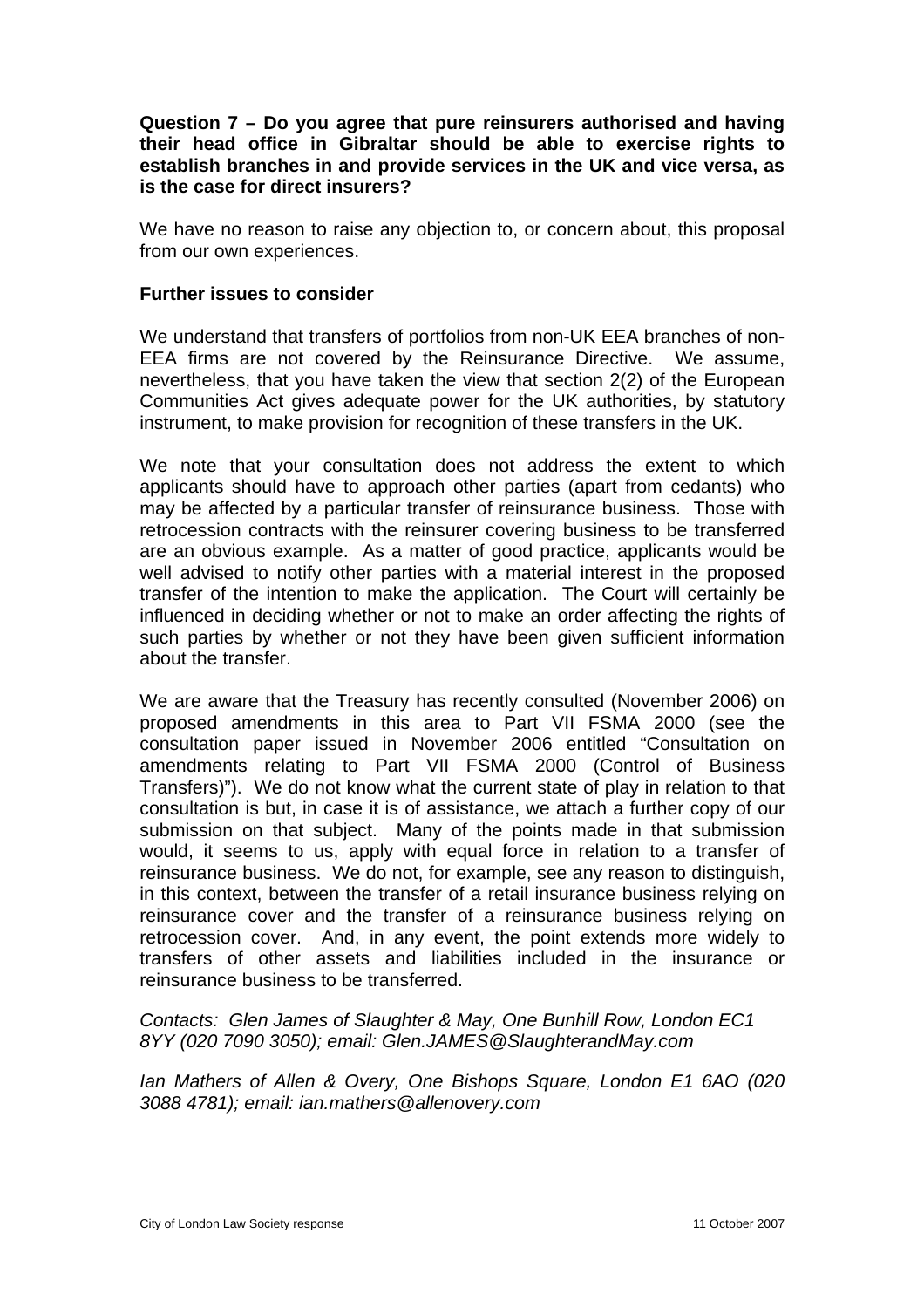**Question 7 – Do you agree that pure reinsurers authorised and having their head office in Gibraltar should be able to exercise rights to establish branches in and provide services in the UK and vice versa, as is the case for direct insurers?**

We have no reason to raise any objection to, or concern about, this proposal from our own experiences.

**Further issues to consider**

We understand that transfers of portfolios from non-UK EEA branches of non-EEA firms are not covered by the Reinsurance Directive. We assume, nevertheless, that you have taken the view that section 2(2) of the European Communities Act gives adequate power for the UK authorities, by statutory instrument, to make provision for recognition of these transfers in the UK.

We note that your consultation does not address the extent to which applicants should have to approach other parties (apart from cedants) who may be affected by a particular transfer of reinsurance business. Those with retrocession contracts with the reinsurer covering business to be transferred are an obvious example. As a matter of good practice, applicants would be well advised to notify other parties with a material interest in the proposed transfer of the intention to make the application. The Court will certainly be influenced in deciding whether or not to make an order affecting the rights of such parties by whether or not they have been given sufficient information about the transfer.

We are aware that the Treasury has recently consulted (November 2006) on proposed amendments in this area to Part VII FSMA 2000 (see the consultation paper issued in November 2006 entitled "Consultation on amendments relating to Part VII FSMA 2000 (Control of Business Transfers)"). We do not know what the current state of play in relation to that consultation is but, in case it is of assistance, we attach a further copy of our submission on that subject. Many of the points made in that submission would, it seems to us, apply with equal force in relation to a transfer of reinsurance business. We do not, for example, see any reason to distinguish, in this context, between the transfer of a retail insurance business relying on reinsurance cover and the transfer of a reinsurance business relying on retrocession cover. And, in any event, the point extends more widely to transfers of other assets and liabilities included in the insurance or reinsurance business to be transferred.

*Contacts: Glen James of Slaughter & May, One Bunhill Row, London EC1 8YY (020 7090 3050); email: Glen.JAMES@SlaughterandMay.com*

*Ian Mathers of Allen & Overy, One Bishops Square, London E1 6AO (020 3088 4781); email: ian.mathers@allenovery.com*